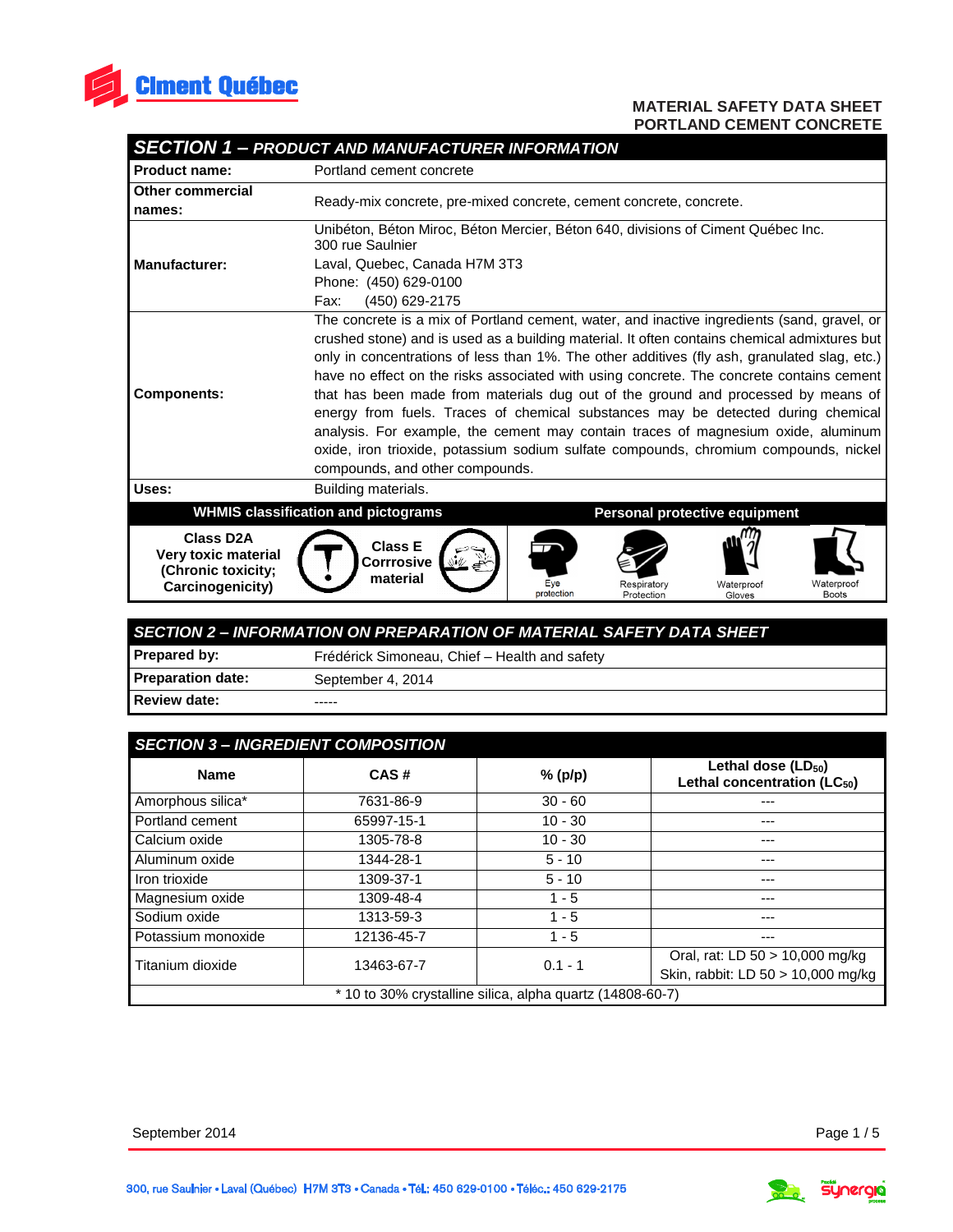Ciment Québec

**MATERIAL SAFETY DATA SHEET**
**PORTLAND CEMENT CONCRETE**

## SECTION 1 – PRODUCT AND MANUFACTURER INFORMATION

| | |
|---|---|
| **Product name:** | Portland cement concrete |
| **Other commercial names:** | Ready-mix concrete, pre-mixed concrete, cement concrete, concrete. |
| **Manufacturer:** | Unibéton, Béton Miroc, Béton Mercier, Béton 640, divisions of Ciment Québec Inc.<br>300 rue Saulnier<br>Laval, Quebec, Canada H7M 3T3<br>Phone: (450) 629-0100<br>Fax: (450) 629-2175 |
| **Components:** | The concrete is a mix of Portland cement, water, and inactive ingredients (sand, gravel, or crushed stone) and is used as a building material. It often contains chemical admixtures but only in concentrations of less than 1%. The other additives (fly ash, granulated slag, etc.) have no effect on the risks associated with using concrete. The concrete contains cement that has been made from materials dug out of the ground and processed by means of energy from fuels. Traces of chemical substances may be detected during chemical analysis. For example, the cement may contain traces of magnesium oxide, aluminum oxide, iron trioxide, potassium sodium sulfate compounds, chromium compounds, nickel compounds, and other compounds. |
| **Uses:** | Building materials. |

| WHMIS classification and pictograms | | Personal protective equipment |
|---|---|---|
| **Class D2A Very toxic material (Chronic toxicity; Carcinogenicity)** | **Class E Corrrosive material** | Eye protection, Respiratory Protection, Waterproof Gloves, Waterproof Boots |

## SECTION 2 – INFORMATION ON PREPARATION OF MATERIAL SAFETY DATA SHEET

| | |
|---|---|
| **Prepared by:** | Frédérick Simoneau, Chief – Health and safety |
| **Preparation date:** | September 4, 2014 |
| **Review date:** | ----- |

## SECTION 3 – INGREDIENT COMPOSITION

| Name | CAS # | % (p/p) | Lethal dose ($LD_{50}$) Lethal concentration ($LC_{50}$) |
|---|---|---|---|
| Amorphous silica* | 7631-86-9 | 30 - 60 | --- |
| Portland cement | 65997-15-1 | 10 - 30 | --- |
| Calcium oxide | 1305-78-8 | 10 - 30 | --- |
| Aluminum oxide | 1344-28-1 | 5 - 10 | --- |
| Iron trioxide | 1309-37-1 | 5 - 10 | --- |
| Magnesium oxide | 1309-48-4 | 1 - 5 | --- |
| Sodium oxide | 1313-59-3 | 1 - 5 | --- |
| Potassium monoxide | 12136-45-7 | 1 - 5 | --- |
| Titanium dioxide | 13463-67-7 | 0.1 - 1 | Oral, rat: LD 50 > 10,000 mg/kg<br>Skin, rabbit: LD 50 > 10,000 mg/kg |

\* 10 to 30% crystalline silica, alpha quartz (14808-60-7)

September 2014

300, rue Saulnier • Laval (Québec) H7M 3T3 • Canada • Tél.: 450 629-0100 • Téléc.: 450 629-2175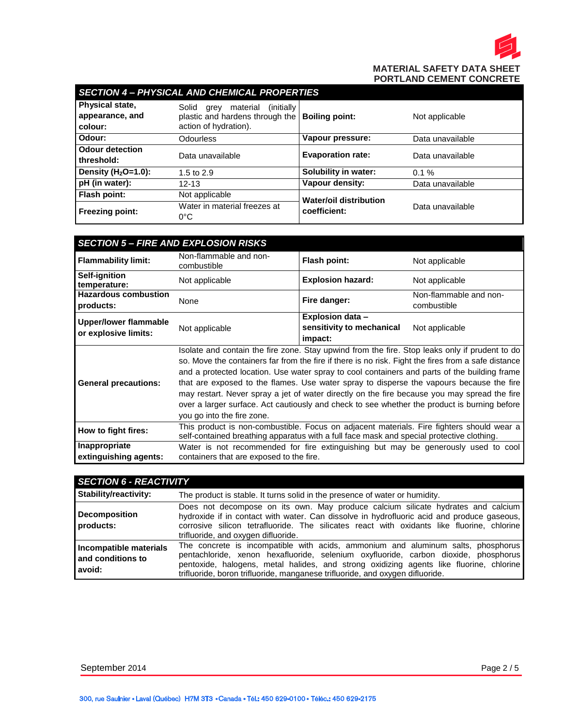## SECTION 4 – PHYSICAL AND CHEMICAL PROPERTIES

| | | | |
|---|---|---|---|
| **Physical state, appearance, and colour:** | Solid grey material (initially plastic and hardens through the action of hydration). | **Boiling point:** | Not applicable |
| **Odour:** | Odourless | **Vapour pressure:** | Data unavailable |
| **Odour detection threshold:** | Data unavailable | **Evaporation rate:** | Data unavailable |
| **Density ($H_2O$=1.0):** | 1.5 to 2.9 | **Solubility in water:** | 0.1 % |
| **pH (in water):** | 12-13 | **Vapour density:** | Data unavailable |
| **Flash point:** | Not applicable | **Water/oil distribution coefficient:** | Data unavailable |
| **Freezing point:** | Water in material freezes at 0°C | | |

## SECTION 5 – FIRE AND EXPLOSION RISKS

| | | | |
|---|---|---|---|
| **Flammability limit:** | Non-flammable and non-combustible | **Flash point:** | Not applicable |
| **Self-ignition temperature:** | Not applicable | **Explosion hazard:** | Not applicable |
| **Hazardous combustion products:** | None | **Fire danger:** | Non-flammable and non-combustible |
| **Upper/lower flammable or explosive limits:** | Not applicable | **Explosion data – sensitivity to mechanical impact:** | Not applicable |
| **General precautions:** | Isolate and contain the fire zone. Stay upwind from the fire. Stop leaks only if prudent to do so. Move the containers far from the fire if there is no risk. Fight the fires from a safe distance and a protected location. Use water spray to cool containers and parts of the building frame that are exposed to the flames. Use water spray to disperse the vapours because the fire may restart. Never spray a jet of water directly on the fire because you may spread the fire over a larger surface. Act cautiously and check to see whether the product is burning before you go into the fire zone. | | |
| **How to fight fires:** | This product is non-combustible. Focus on adjacent materials. Fire fighters should wear a self-contained breathing apparatus with a full face mask and special protective clothing. | | |
| **Inappropriate extinguishing agents:** | Water is not recommended for fire extinguishing but may be generously used to cool containers that are exposed to the fire. | | |

## SECTION 6 - REACTIVITY

| | |
|---|---|
| **Stability/reactivity:** | The product is stable. It turns solid in the presence of water or humidity. |
| **Decomposition products:** | Does not decompose on its own. May produce calcium silicate hydrates and calcium hydroxide if in contact with water. Can dissolve in hydrofluoric acid and produce gaseous, corrosive silicon tetrafluoride. The silicates react with oxidants like fluorine, chlorine trifluoride, and oxygen difluoride. |
| **Incompatible materials and conditions to avoid:** | The concrete is incompatible with acids, ammonium and aluminum salts, phosphorus pentachloride, xenon hexafluoride, selenium oxyfluoride, carbon dioxide, phosphorus pentoxide, halogens, metal halides, and strong oxidizing agents like fluorine, chlorine trifluoride, boron trifluoride, manganese trifluoride, and oxygen difluoride. |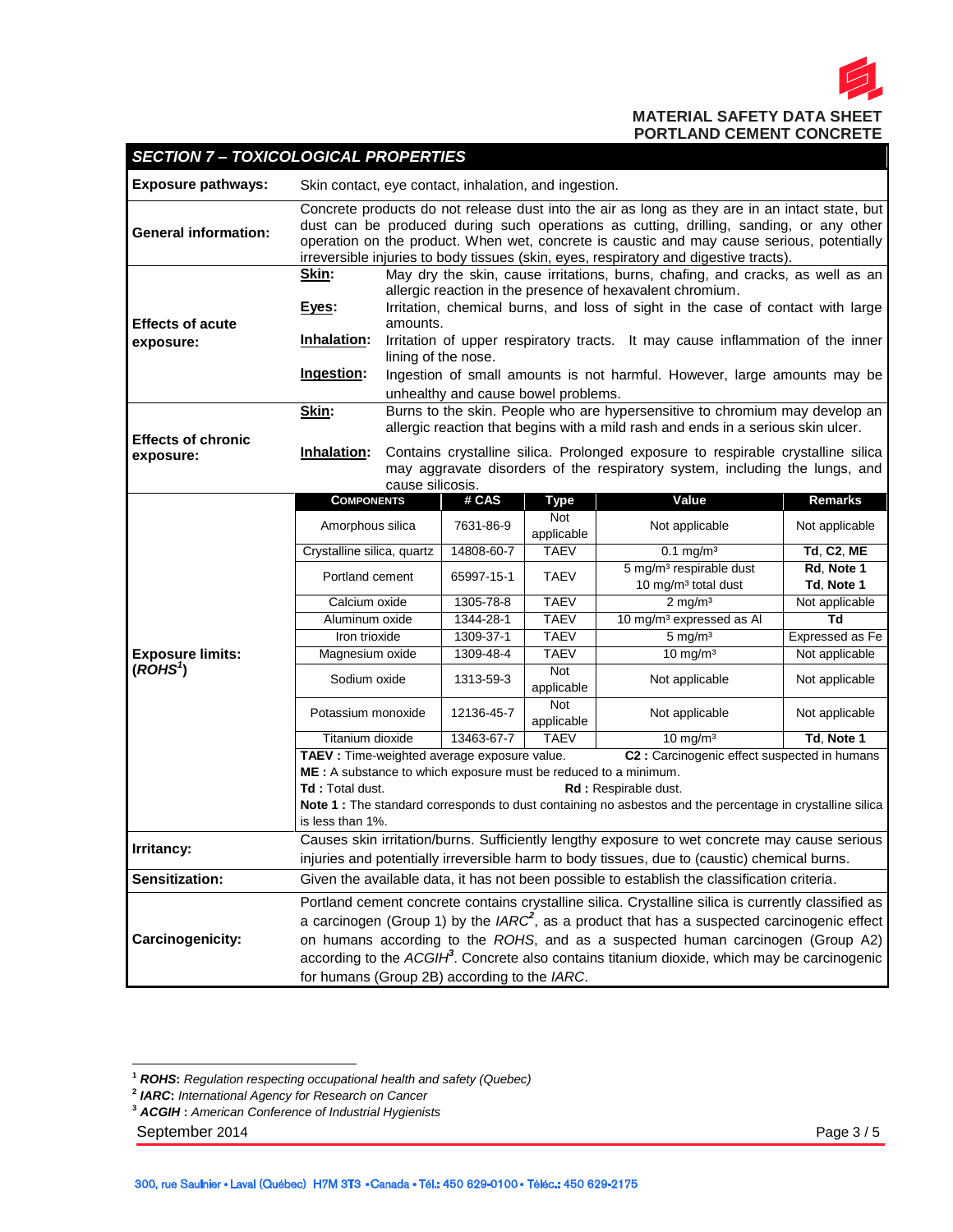## SECTION 7 – TOXICOLOGICAL PROPERTIES

**Exposure pathways:** Skin contact, eye contact, inhalation, and ingestion.

**General information:** Concrete products do not release dust into the air as long as they are in an intact state, but dust can be produced during such operations as cutting, drilling, sanding, or any other operation on the product. When wet, concrete is caustic and may cause serious, potentially irreversible injuries to body tissues (skin, eyes, respiratory and digestive tracts).

**Effects of acute exposure:**

- **Skin:** May dry the skin, cause irritations, burns, chafing, and cracks, as well as an allergic reaction in the presence of hexavalent chromium.
- **Eyes:** Irritation, chemical burns, and loss of sight in the case of contact with large amounts.
- **Inhalation:** Irritation of upper respiratory tracts. It may cause inflammation of the inner lining of the nose.
- **Ingestion:** Ingestion of small amounts is not harmful. However, large amounts may be unhealthy and cause bowel problems.

**Effects of chronic exposure:**

- **Skin:** Burns to the skin. People who are hypersensitive to chromium may develop an allergic reaction that begins with a mild rash and ends in a serious skin ulcer.
- **Inhalation:** Contains crystalline silica. Prolonged exposure to respirable crystalline silica may aggravate disorders of the respiratory system, including the lungs, and cause silicosis.

**Exposure limits: (*ROHS*[1])**

| COMPONENTS | # CAS | Type | Value | Remarks |
|---|---|---|---|---|
| Amorphous silica | 7631-86-9 | Not applicable | Not applicable | Not applicable |
| Crystalline silica, quartz | 14808-60-7 | TAEV | 0.1 mg/m³ | **Td**, **C2**, **ME** |
| Portland cement | 65997-15-1 | TAEV | 5 mg/m³ respirable dust<br>10 mg/m³ total dust | **Rd**, **Note 1**<br>**Td**, **Note 1** |
| Calcium oxide | 1305-78-8 | TAEV | 2 mg/m³ | Not applicable |
| Aluminum oxide | 1344-28-1 | TAEV | 10 mg/m³ expressed as Al | **Td** |
| Iron trioxide | 1309-37-1 | TAEV | 5 mg/m³ | Expressed as Fe |
| Magnesium oxide | 1309-48-4 | TAEV | 10 mg/m³ | Not applicable |
| Sodium oxide | 1313-59-3 | Not applicable | Not applicable | Not applicable |
| Potassium monoxide | 12136-45-7 | Not applicable | Not applicable | Not applicable |
| Titanium dioxide | 13463-67-7 | TAEV | 10 mg/m³ | **Td**, **Note 1** |

**TAEV :** Time-weighted average exposure value.
**C2 :** Carcinogenic effect suspected in humans
**ME :** A substance to which exposure must be reduced to a minimum.
**Td :** Total dust.
**Rd :** Respirable dust.
**Note 1 :** The standard corresponds to dust containing no asbestos and the percentage in crystalline silica is less than 1%.

**Irritancy:** Causes skin irritation/burns. Sufficiently lengthy exposure to wet concrete may cause serious injuries and potentially irreversible harm to body tissues, due to (caustic) chemical burns.

**Sensitization:** Given the available data, it has not been possible to establish the classification criteria.

**Carcinogenicity:** Portland cement concrete contains crystalline silica. Crystalline silica is currently classified as a carcinogen (Group 1) by the *IARC*[2], as a product that has a suspected carcinogenic effect on humans according to the *ROHS*, and as a suspected human carcinogen (Group A2) according to the *ACGIH*[3]. Concrete also contains titanium dioxide, which may be carcinogenic for humans (Group 2B) according to the *IARC*.

---

[1] ***ROHS*****:** *Regulation respecting occupational health and safety (Quebec)*
[2] ***IARC*****:** *International Agency for Research on Cancer*
[3] ***ACGIH*** **:** *American Conference of Industrial Hygienists*

September 2014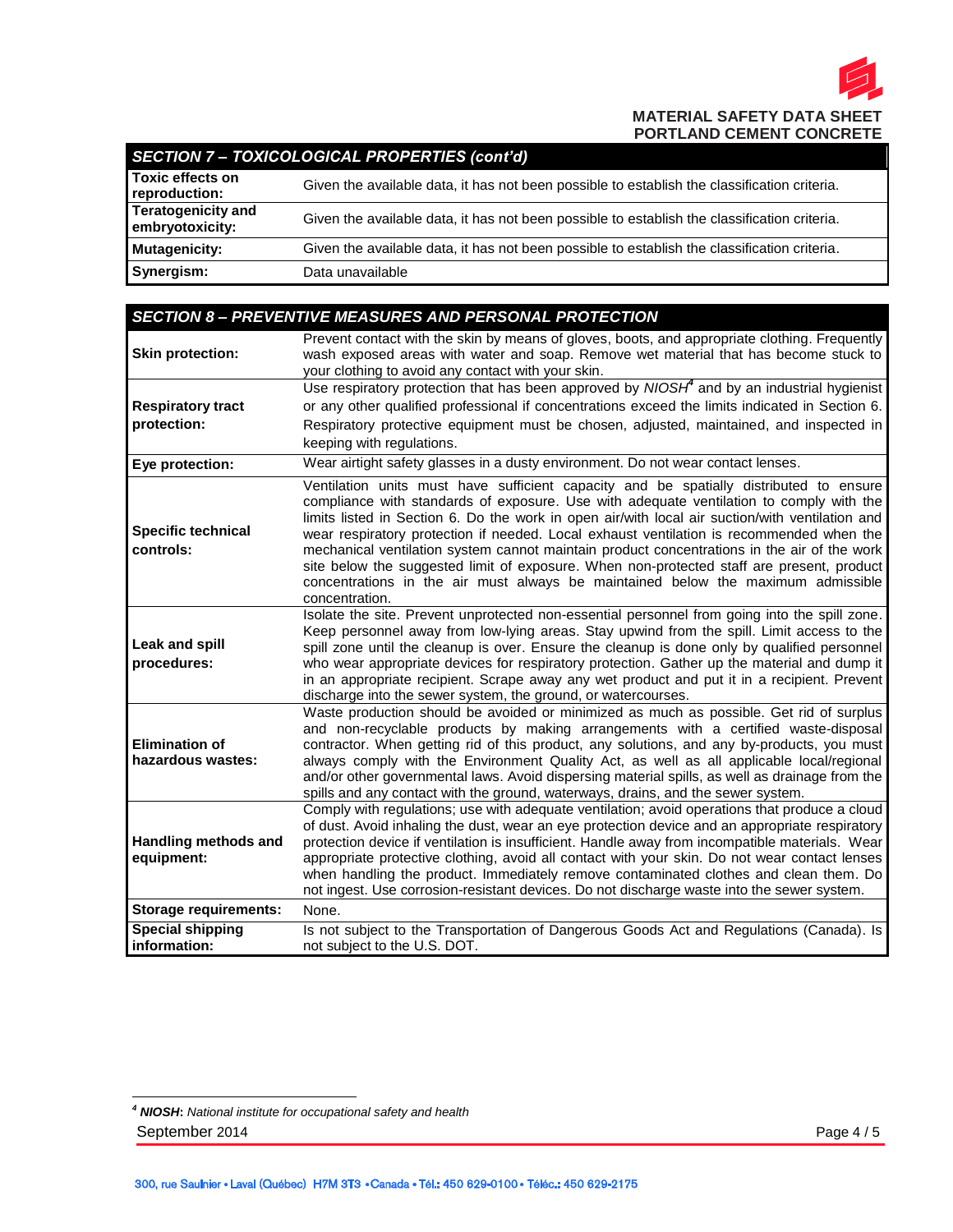## SECTION 7 – TOXICOLOGICAL PROPERTIES (cont'd)

| | |
|---|---|
| **Toxic effects on reproduction:** | Given the available data, it has not been possible to establish the classification criteria. |
| **Teratogenicity and embryotoxicity:** | Given the available data, it has not been possible to establish the classification criteria. |
| **Mutagenicity:** | Given the available data, it has not been possible to establish the classification criteria. |
| **Synergism:** | Data unavailable |

## SECTION 8 – PREVENTIVE MEASURES AND PERSONAL PROTECTION

| | |
|---|---|
| **Skin protection:** | Prevent contact with the skin by means of gloves, boots, and appropriate clothing. Frequently wash exposed areas with water and soap. Remove wet material that has become stuck to your clothing to avoid any contact with your skin. |
| **Respiratory tract protection:** | Use respiratory protection that has been approved by *NIOSH*[4] and by an industrial hygienist or any other qualified professional if concentrations exceed the limits indicated in Section 6. Respiratory protective equipment must be chosen, adjusted, maintained, and inspected in keeping with regulations. |
| **Eye protection:** | Wear airtight safety glasses in a dusty environment. Do not wear contact lenses. |
| **Specific technical controls:** | Ventilation units must have sufficient capacity and be spatially distributed to ensure compliance with standards of exposure. Use with adequate ventilation to comply with the limits listed in Section 6. Do the work in open air/with local air suction/with ventilation and wear respiratory protection if needed. Local exhaust ventilation is recommended when the mechanical ventilation system cannot maintain product concentrations in the air of the work site below the suggested limit of exposure. When non-protected staff are present, product concentrations in the air must always be maintained below the maximum admissible concentration. |
| **Leak and spill procedures:** | Isolate the site. Prevent unprotected non-essential personnel from going into the spill zone. Keep personnel away from low-lying areas. Stay upwind from the spill. Limit access to the spill zone until the cleanup is over. Ensure the cleanup is done only by qualified personnel who wear appropriate devices for respiratory protection. Gather up the material and dump it in an appropriate recipient. Scrape away any wet product and put it in a recipient. Prevent discharge into the sewer system, the ground, or watercourses. |
| **Elimination of hazardous wastes:** | Waste production should be avoided or minimized as much as possible. Get rid of surplus and non-recyclable products by making arrangements with a certified waste-disposal contractor. When getting rid of this product, any solutions, and any by-products, you must always comply with the Environment Quality Act, as well as all applicable local/regional and/or other governmental laws. Avoid dispersing material spills, as well as drainage from the spills and any contact with the ground, waterways, drains, and the sewer system. |
| **Handling methods and equipment:** | Comply with regulations; use with adequate ventilation; avoid operations that produce a cloud of dust. Avoid inhaling the dust, wear an eye protection device and an appropriate respiratory protection device if ventilation is insufficient. Handle away from incompatible materials. Wear appropriate protective clothing, avoid all contact with your skin. Do not wear contact lenses when handling the product. Immediately remove contaminated clothes and clean them. Do not ingest. Use corrosion-resistant devices. Do not discharge waste into the sewer system. |
| **Storage requirements:** | None. |
| **Special shipping information:** | Is not subject to the Transportation of Dangerous Goods Act and Regulations (Canada). Is not subject to the U.S. DOT. |

[4] ***NIOSH***: *National institute for occupational safety and health*

September 2014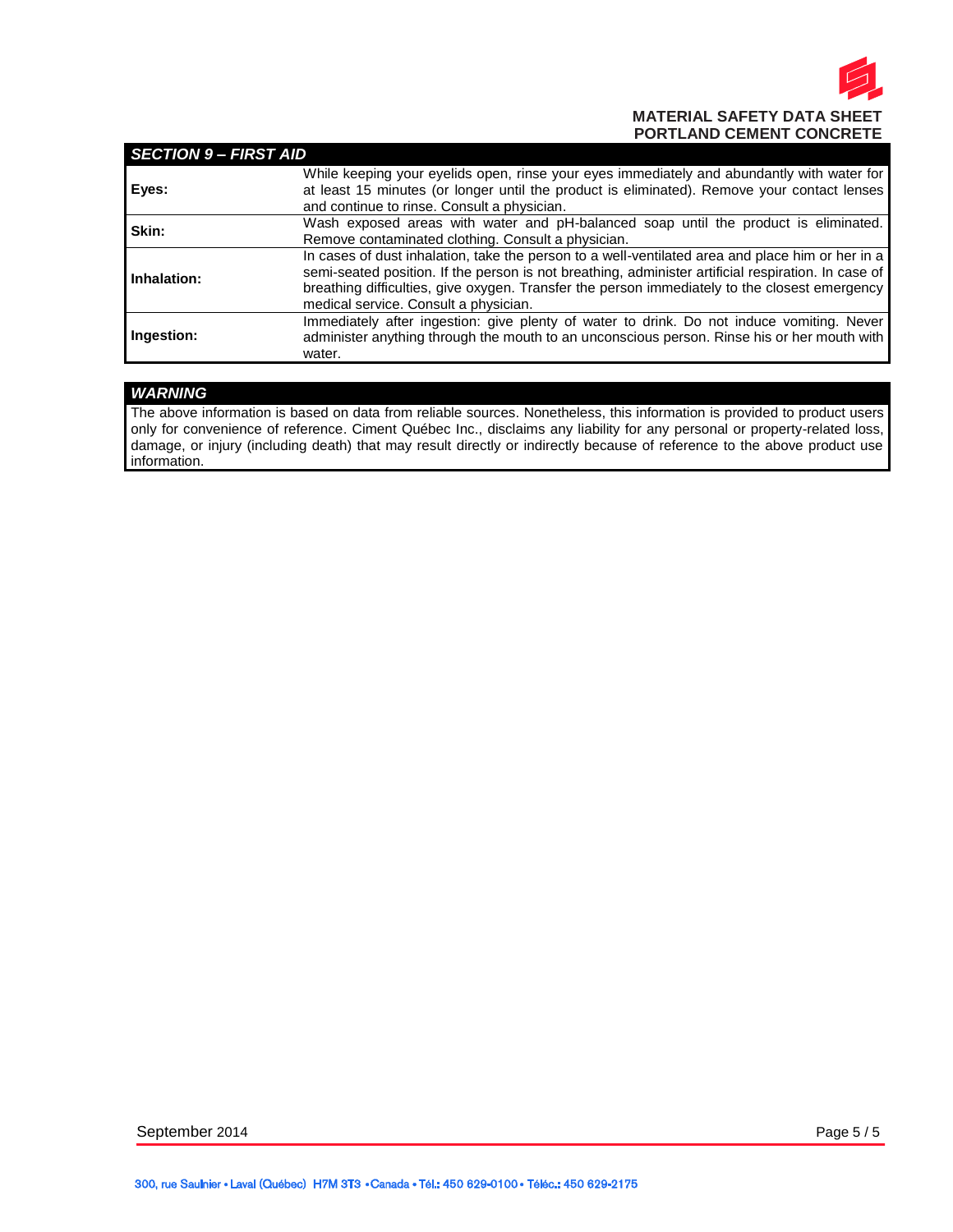## SECTION 9 – FIRST AID

| | |
|---|---|
| **Eyes:** | While keeping your eyelids open, rinse your eyes immediately and abundantly with water for at least 15 minutes (or longer until the product is eliminated). Remove your contact lenses and continue to rinse. Consult a physician. |
| **Skin:** | Wash exposed areas with water and pH-balanced soap until the product is eliminated. Remove contaminated clothing. Consult a physician. |
| **Inhalation:** | In cases of dust inhalation, take the person to a well-ventilated area and place him or her in a semi-seated position. If the person is not breathing, administer artificial respiration. In case of breathing difficulties, give oxygen. Transfer the person immediately to the closest emergency medical service. Consult a physician. |
| **Ingestion:** | Immediately after ingestion: give plenty of water to drink. Do not induce vomiting. Never administer anything through the mouth to an unconscious person. Rinse his or her mouth with water. |

## WARNING

The above information is based on data from reliable sources. Nonetheless, this information is provided to product users only for convenience of reference. Ciment Québec Inc., disclaims any liability for any personal or property-related loss, damage, or injury (including death) that may result directly or indirectly because of reference to the above product use information.